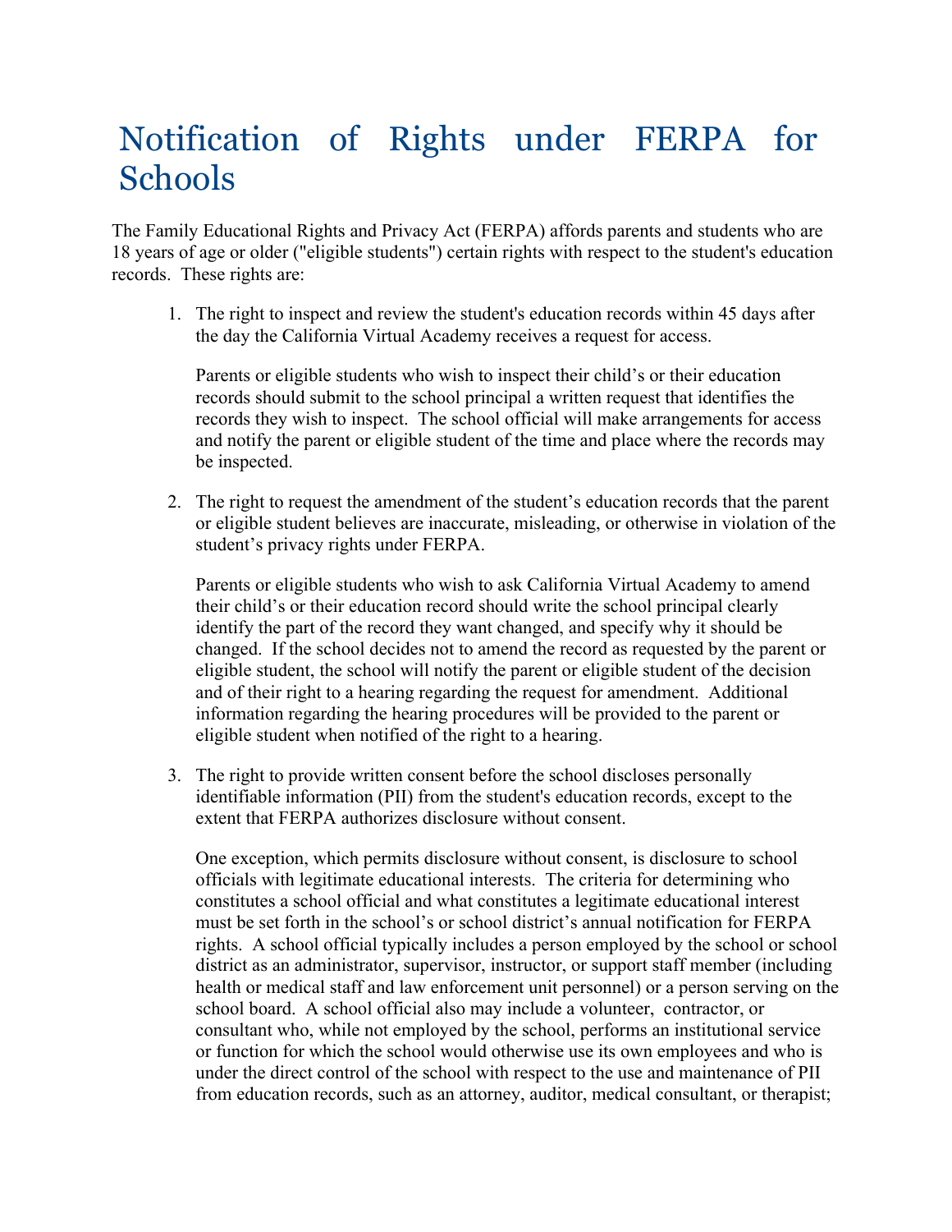# Notification of Rights under FERPA for Schools

The Family Educational Rights and Privacy Act (FERPA) affords parents and students who are 18 years of age or older ("eligible students") certain rights with respect to the student's education records. These rights are:

1. The right to inspect and review the student's education records within 45 days after the day the California Virtual Academy receives a request for access.

   Parents or eligible students who wish to inspect their child's or their education records should submit to the school principal a written request that identifies the records they wish to inspect. The school official will make arrangements for access and notify the parent or eligible student of the time and place where the records may be inspected.

2. The right to request the amendment of the student's education records that the parent or eligible student believes are inaccurate, misleading, or otherwise in violation of the student's privacy rights under FERPA.

   Parents or eligible students who wish to ask California Virtual Academy to amend their child's or their education record should write the school principal clearly identify the part of the record they want changed, and specify why it should be changed. If the school decides not to amend the record as requested by the parent or eligible student, the school will notify the parent or eligible student of the decision and of their right to a hearing regarding the request for amendment. Additional information regarding the hearing procedures will be provided to the parent or eligible student when notified of the right to a hearing.

3. The right to provide written consent before the school discloses personally identifiable information (PII) from the student's education records, except to the extent that FERPA authorizes disclosure without consent.

   One exception, which permits disclosure without consent, is disclosure to school officials with legitimate educational interests. The criteria for determining who constitutes a school official and what constitutes a legitimate educational interest must be set forth in the school's or school district's annual notification for FERPA rights. A school official typically includes a person employed by the school or school district as an administrator, supervisor, instructor, or support staff member (including health or medical staff and law enforcement unit personnel) or a person serving on the school board. A school official also may include a volunteer, contractor, or consultant who, while not employed by the school, performs an institutional service or function for which the school would otherwise use its own employees and who is under the direct control of the school with respect to the use and maintenance of PII from education records, such as an attorney, auditor, medical consultant, or therapist;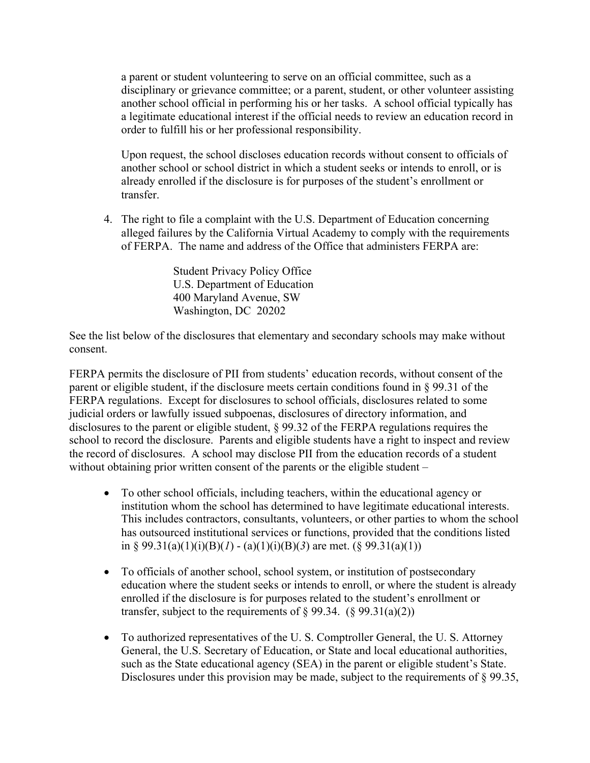a parent or student volunteering to serve on an official committee, such as a disciplinary or grievance committee; or a parent, student, or other volunteer assisting another school official in performing his or her tasks. A school official typically has a legitimate educational interest if the official needs to review an education record in order to fulfill his or her professional responsibility.

Upon request, the school discloses education records without consent to officials of another school or school district in which a student seeks or intends to enroll, or is already enrolled if the disclosure is for purposes of the student's enrollment or transfer.

4. The right to file a complaint with the U.S. Department of Education concerning alleged failures by the California Virtual Academy to comply with the requirements of FERPA. The name and address of the Office that administers FERPA are:

   Student Privacy Policy Office
   U.S. Department of Education
   400 Maryland Avenue, SW
   Washington, DC 20202

See the list below of the disclosures that elementary and secondary schools may make without consent.

FERPA permits the disclosure of PII from students' education records, without consent of the parent or eligible student, if the disclosure meets certain conditions found in § 99.31 of the FERPA regulations. Except for disclosures to school officials, disclosures related to some judicial orders or lawfully issued subpoenas, disclosures of directory information, and disclosures to the parent or eligible student, § 99.32 of the FERPA regulations requires the school to record the disclosure. Parents and eligible students have a right to inspect and review the record of disclosures. A school may disclose PII from the education records of a student without obtaining prior written consent of the parents or the eligible student –

- To other school officials, including teachers, within the educational agency or institution whom the school has determined to have legitimate educational interests. This includes contractors, consultants, volunteers, or other parties to whom the school has outsourced institutional services or functions, provided that the conditions listed in § 99.31(a)(1)(i)(B)(*1*) - (a)(1)(i)(B)(*3*) are met. (§ 99.31(a)(1))

- To officials of another school, school system, or institution of postsecondary education where the student seeks or intends to enroll, or where the student is already enrolled if the disclosure is for purposes related to the student's enrollment or transfer, subject to the requirements of § 99.34. (§ 99.31(a)(2))

- To authorized representatives of the U. S. Comptroller General, the U. S. Attorney General, the U.S. Secretary of Education, or State and local educational authorities, such as the State educational agency (SEA) in the parent or eligible student's State. Disclosures under this provision may be made, subject to the requirements of § 99.35,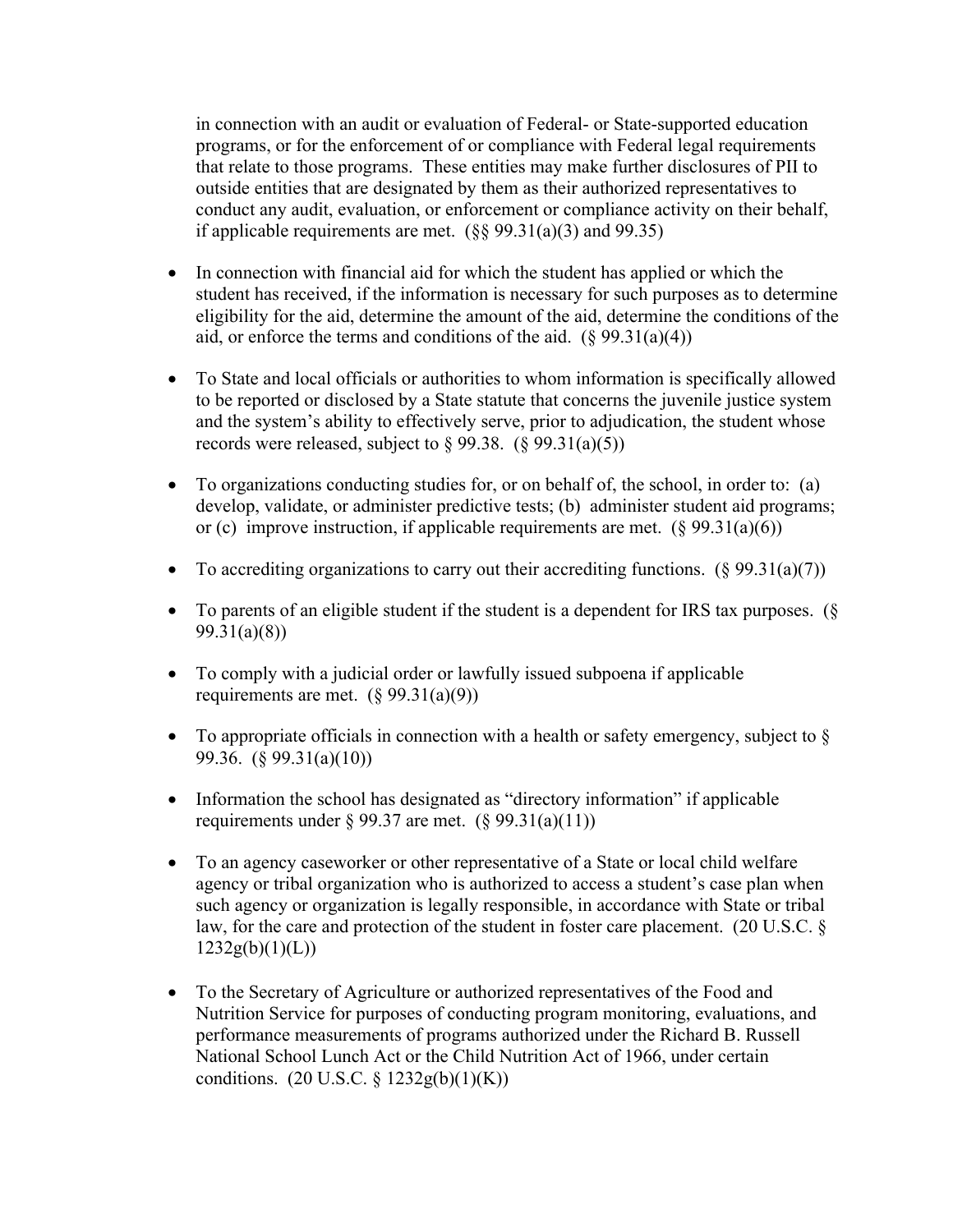in connection with an audit or evaluation of Federal- or State-supported education programs, or for the enforcement of or compliance with Federal legal requirements that relate to those programs. These entities may make further disclosures of PII to outside entities that are designated by them as their authorized representatives to conduct any audit, evaluation, or enforcement or compliance activity on their behalf, if applicable requirements are met. (§§ 99.31(a)(3) and 99.35)

- In connection with financial aid for which the student has applied or which the student has received, if the information is necessary for such purposes as to determine eligibility for the aid, determine the amount of the aid, determine the conditions of the aid, or enforce the terms and conditions of the aid. (§ 99.31(a)(4))

- To State and local officials or authorities to whom information is specifically allowed to be reported or disclosed by a State statute that concerns the juvenile justice system and the system's ability to effectively serve, prior to adjudication, the student whose records were released, subject to § 99.38. (§ 99.31(a)(5))

- To organizations conducting studies for, or on behalf of, the school, in order to: (a) develop, validate, or administer predictive tests; (b) administer student aid programs; or (c) improve instruction, if applicable requirements are met. (§ 99.31(a)(6))

- To accrediting organizations to carry out their accrediting functions. (§ 99.31(a)(7))

- To parents of an eligible student if the student is a dependent for IRS tax purposes. (§ 99.31(a)(8))

- To comply with a judicial order or lawfully issued subpoena if applicable requirements are met. (§ 99.31(a)(9))

- To appropriate officials in connection with a health or safety emergency, subject to § 99.36. (§ 99.31(a)(10))

- Information the school has designated as "directory information" if applicable requirements under § 99.37 are met. (§ 99.31(a)(11))

- To an agency caseworker or other representative of a State or local child welfare agency or tribal organization who is authorized to access a student's case plan when such agency or organization is legally responsible, in accordance with State or tribal law, for the care and protection of the student in foster care placement. (20 U.S.C. § 1232g(b)(1)(L))

- To the Secretary of Agriculture or authorized representatives of the Food and Nutrition Service for purposes of conducting program monitoring, evaluations, and performance measurements of programs authorized under the Richard B. Russell National School Lunch Act or the Child Nutrition Act of 1966, under certain conditions. (20 U.S.C. § 1232g(b)(1)(K))